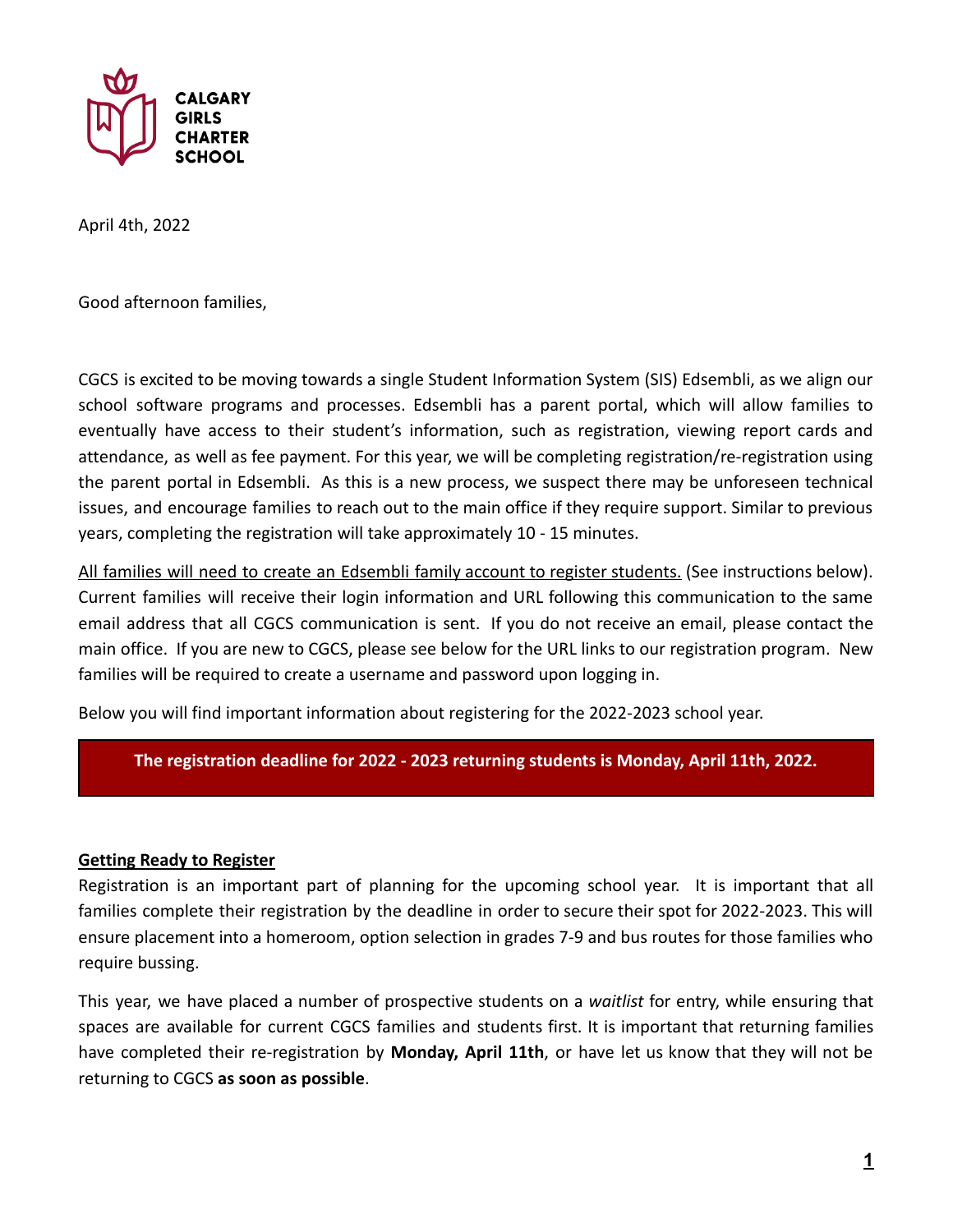**CALGARY GIRLS CHARTER SCHOOL**

April 4th, 2022

Good afternoon families,

CGCS is excited to be moving towards a single Student Information System (SIS) Edsembli, as we align our school software programs and processes. Edsembli has a parent portal, which will allow families to eventually have access to their student's information, such as registration, viewing report cards and attendance, as well as fee payment. For this year, we will be completing registration/re-registration using the parent portal in Edsembli. As this is a new process, we suspect there may be unforeseen technical issues, and encourage families to reach out to the main office if they require support. Similar to previous years, completing the registration will take approximately 10 - 15 minutes.

<u>All families will need to create an Edsembli family account to register students.</u> (See instructions below). Current families will receive their login information and URL following this communication to the same email address that all CGCS communication is sent. If you do not receive an email, please contact the main office. If you are new to CGCS, please see below for the URL links to our registration program. New families will be required to create a username and password upon logging in.

Below you will find important information about registering for the 2022-2023 school year.

**The registration deadline for 2022 - 2023 returning students is Monday, April 11th, 2022.**

## Getting Ready to Register

Registration is an important part of planning for the upcoming school year. It is important that all families complete their registration by the deadline in order to secure their spot for 2022-2023. This will ensure placement into a homeroom, option selection in grades 7-9 and bus routes for those families who require bussing.

This year, we have placed a number of prospective students on a *waitlist* for entry, while ensuring that spaces are available for current CGCS families and students first. It is important that returning families have completed their re-registration by **Monday, April 11th**, or have let us know that they will not be returning to CGCS **as soon as possible**.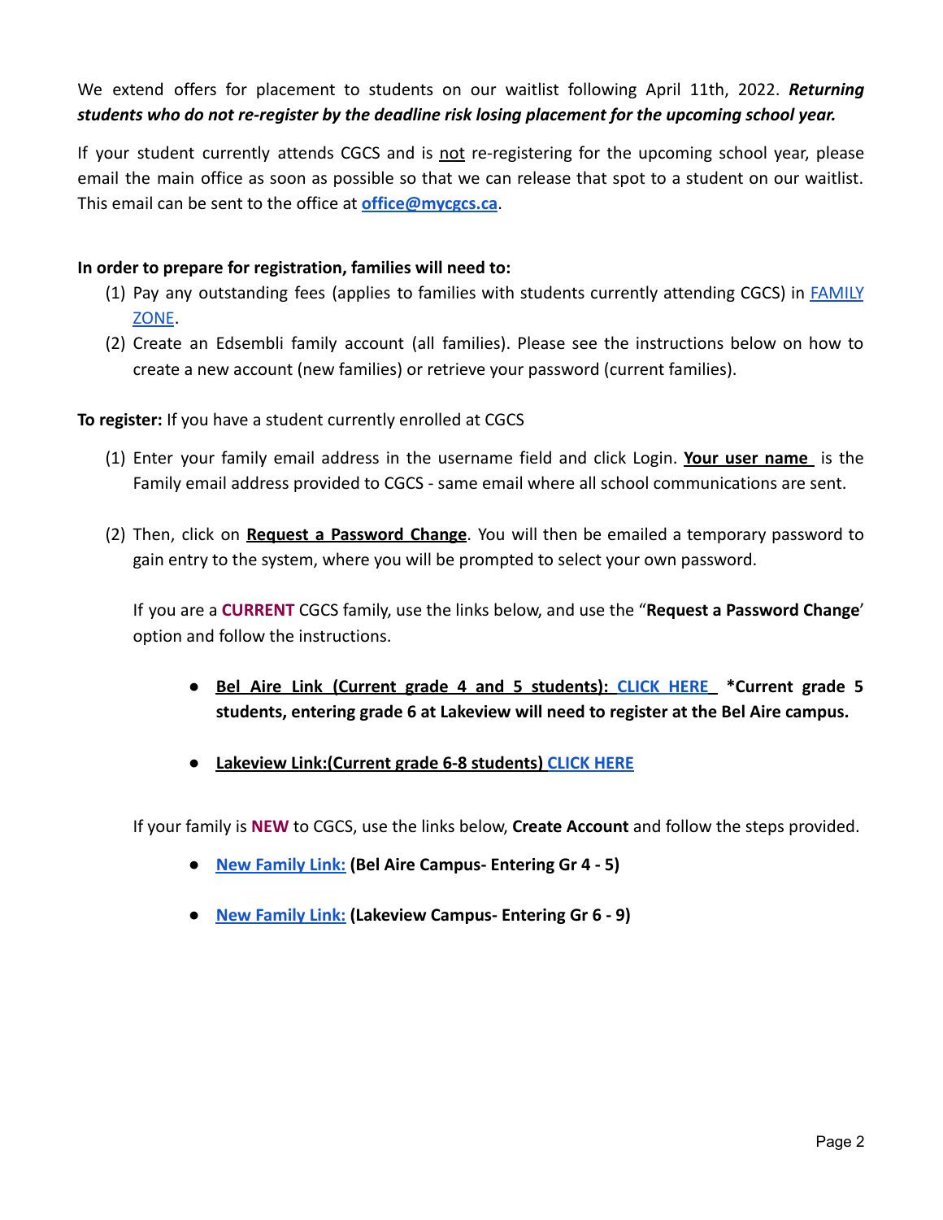We extend offers for placement to students on our waitlist following April 11th, 2022. ***Returning students who do not re-register by the deadline risk losing placement for the upcoming school year.***

If your student currently attends CGCS and is not re-registering for the upcoming school year, please email the main office as soon as possible so that we can release that spot to a student on our waitlist. This email can be sent to the office at **office@mycgcs.ca**.

**In order to prepare for registration, families will need to:**

(1) Pay any outstanding fees (applies to families with students currently attending CGCS) in FAMILY ZONE.

(2) Create an Edsembli family account (all families). Please see the instructions below on how to create a new account (new families) or retrieve your password (current families).

**To register:** If you have a student currently enrolled at CGCS

(1) Enter your family email address in the username field and click Login. **Your user name** is the Family email address provided to CGCS - same email where all school communications are sent.

(2) Then, click on **Request a Password Change**. You will then be emailed a temporary password to gain entry to the system, where you will be prompted to select your own password.

If you are a **CURRENT** CGCS family, use the links below, and use the "**Request a Password Change**' option and follow the instructions.

- **Bel Aire Link (Current grade 4 and 5 students): CLICK HERE** ***Current grade 5 students, entering grade 6 at Lakeview will need to register at the Bel Aire campus.**

- **Lakeview Link:(Current grade 6-8 students) CLICK HERE**

If your family is **NEW** to CGCS, use the links below, **Create Account** and follow the steps provided.

- **New Family Link: (Bel Aire Campus- Entering Gr 4 - 5)**

- **New Family Link: (Lakeview Campus- Entering Gr 6 - 9)**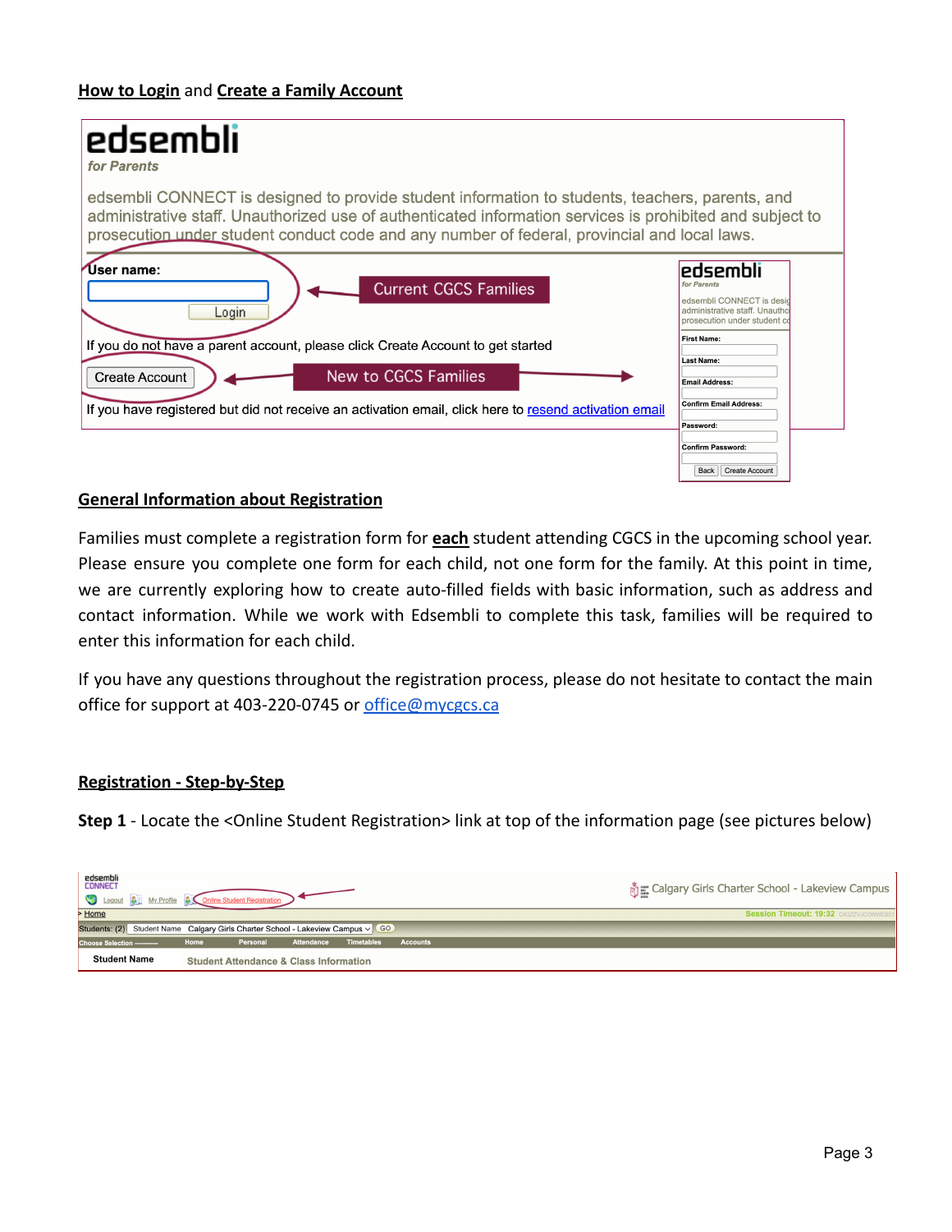**How to Login** and **Create a Family Account**

edsembli

*for Parents*

edsembli CONNECT is designed to provide student information to students, teachers, parents, and administrative staff. Unauthorized use of authenticated information services is prohibited and subject to prosecution under student conduct code and any number of federal, provincial and local laws.

User name:

Login

Current CGCS Families

If you do not have a parent account, please click Create Account to get started

Create Account

New to CGCS Families

If you have registered but did not receive an activation email, click here to resend activation email

First Name:

Last Name:

Email Address:

Confirm Email Address:

Password:

Confirm Password:

Back | Create Account

## General Information about Registration

Families must complete a registration form for **each** student attending CGCS in the upcoming school year. Please ensure you complete one form for each child, not one form for the family. At this point in time, we are currently exploring how to create auto-filled fields with basic information, such as address and contact information. While we work with Edsembli to complete this task, families will be required to enter this information for each child.

If you have any questions throughout the registration process, please do not hesitate to contact the main office for support at 403-220-0745 or office@mycgcs.ca

## Registration - Step-by-Step

**Step 1** - Locate the <Online Student Registration> link at top of the information page (see pictures below)

edsembli CONNECT

Logout | My Profile | Online Student Registration

Calgary Girls Charter School - Lakeview Campus

Home

Session Timeout: 19:32

Students: (2) | Student Name | Calgary Girls Charter School - Lakeview Campus | GO

Choose Selection | Home | Personal | Attendance | Timetables | Accounts

Student Name | Student Attendance & Class Information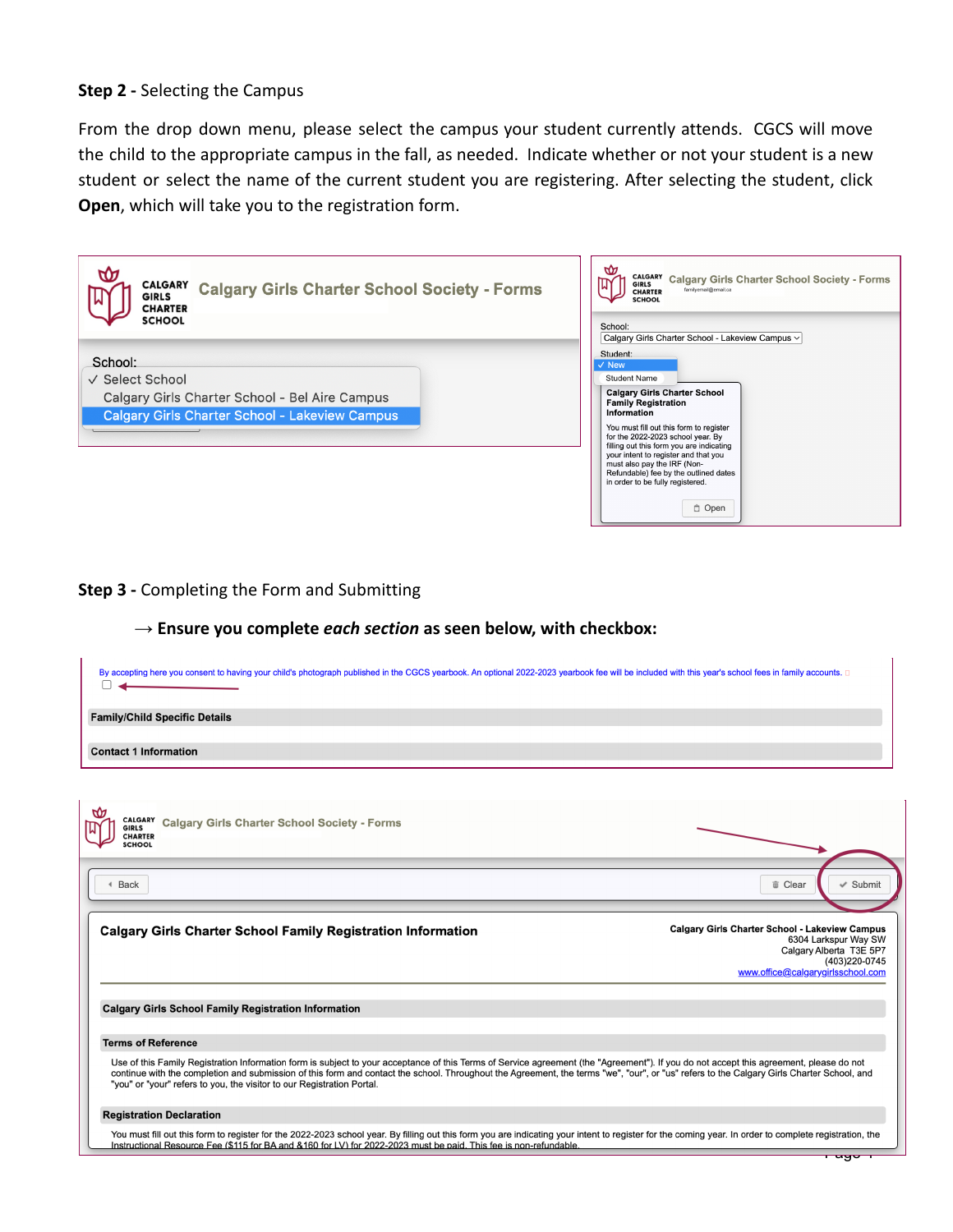**Step 2 -** Selecting the Campus

From the drop down menu, please select the campus your student currently attends. CGCS will move the child to the appropriate campus in the fall, as needed. Indicate whether or not your student is a new student or select the name of the current student you are registering. After selecting the student, click **Open**, which will take you to the registration form.

Calgary Girls Charter School Society - Forms

School:
✓ Select School
Calgary Girls Charter School - Bel Aire Campus
Calgary Girls Charter School - Lakeview Campus

Calgary Girls Charter School Society - Forms

School:
Calgary Girls Charter School - Lakeview Campus

Student:
✓ New
Student Name

Calgary Girls Charter School Family Registration Information

You must fill out this form to register for the 2022-2023 school year. By filling out this form you are indicating your intent to register and that you must also pay the IRF (Non-Refundable) fee by the outlined dates in order to be fully registered.

Open

**Step 3 -** Completing the Form and Submitting

→ **Ensure you complete *each section* as seen below, with checkbox:**

By accepting here you consent to having your child's photograph published in the CGCS yearbook. An optional 2022-2023 yearbook fee will be included with this year's school fees in family accounts.

Family/Child Specific Details

Contact 1 Information

Calgary Girls Charter School Society - Forms

Back | Clear | Submit

**Calgary Girls Charter School Family Registration Information**

Calgary Girls Charter School - Lakeview Campus
6304 Larkspur Way SW
Calgary Alberta T3E 5P7
(403)220-0745
www.office@calgarygirlsschool.com

Calgary Girls School Family Registration Information

Terms of Reference

Use of this Family Registration Information form is subject to your acceptance of this Terms of Service agreement (the "Agreement"). If you do not accept this agreement, please do not continue with the completion and submission of this form and contact the school. Throughout the Agreement, the terms "we", "our", or "us" refers to the Calgary Girls Charter School, and "you" or "your" refers to you, the visitor to our Registration Portal.

Registration Declaration

You must fill out this form to register for the 2022-2023 school year. By filling out this form you are indicating your intent to register for the coming year. In order to complete registration, the Instructional Resource Fee ($115 for BA and &160 for LV) for 2022-2023 must be paid. This fee is non-refundable.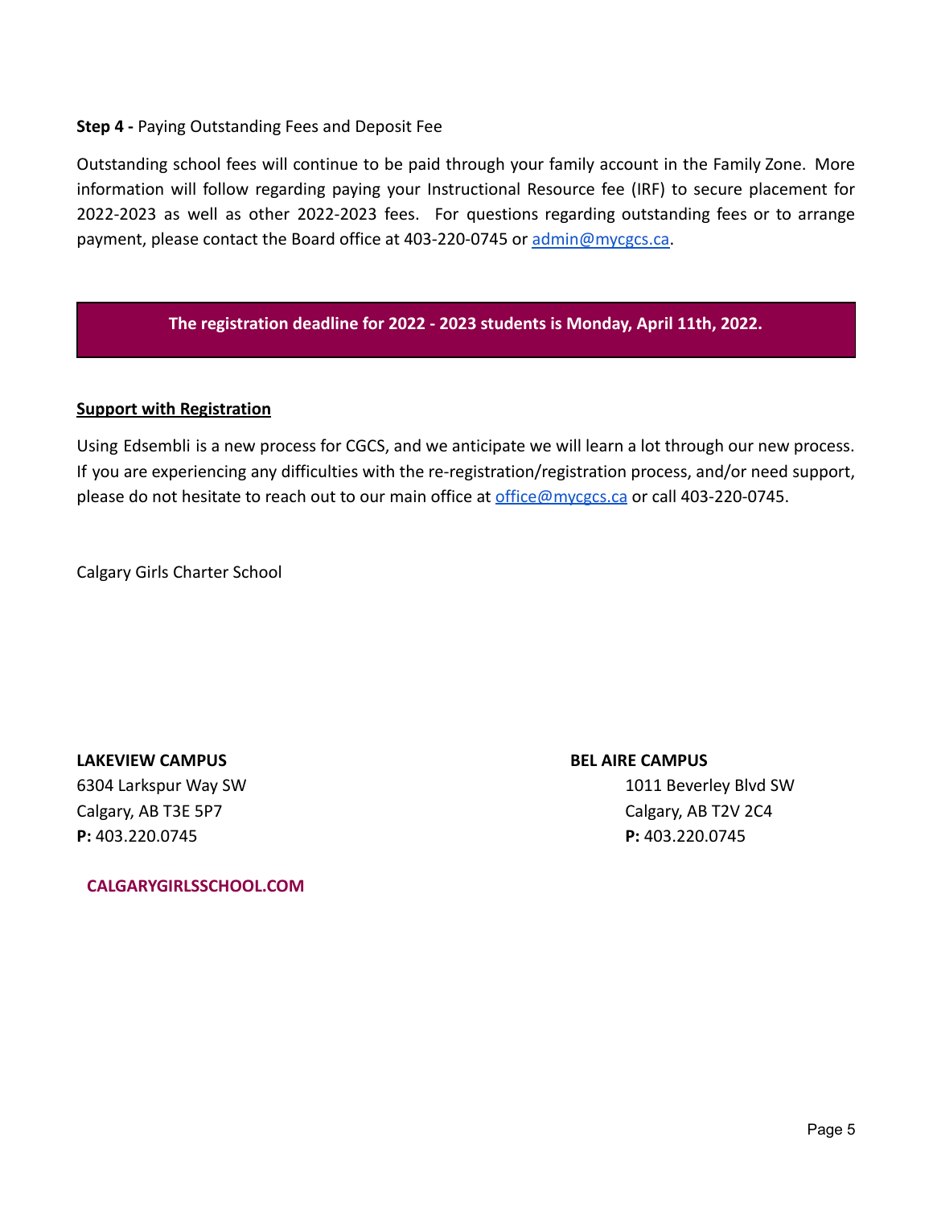**Step 4 -** Paying Outstanding Fees and Deposit Fee

Outstanding school fees will continue to be paid through your family account in the Family Zone. More information will follow regarding paying your Instructional Resource fee (IRF) to secure placement for 2022-2023 as well as other 2022-2023 fees. For questions regarding outstanding fees or to arrange payment, please contact the Board office at 403-220-0745 or admin@mycgcs.ca.

**The registration deadline for 2022 - 2023 students is Monday, April 11th, 2022.**

**Support with Registration**

Using Edsembli is a new process for CGCS, and we anticipate we will learn a lot through our new process. If you are experiencing any difficulties with the re-registration/registration process, and/or need support, please do not hesitate to reach out to our main office at office@mycgcs.ca or call 403-220-0745.

Calgary Girls Charter School

**LAKEVIEW CAMPUS**
6304 Larkspur Way SW
Calgary, AB T3E 5P7
**P:** 403.220.0745

**BEL AIRE CAMPUS**
1011 Beverley Blvd SW
Calgary, AB T2V 2C4
**P:** 403.220.0745

**CALGARYGIRLSSCHOOL.COM**